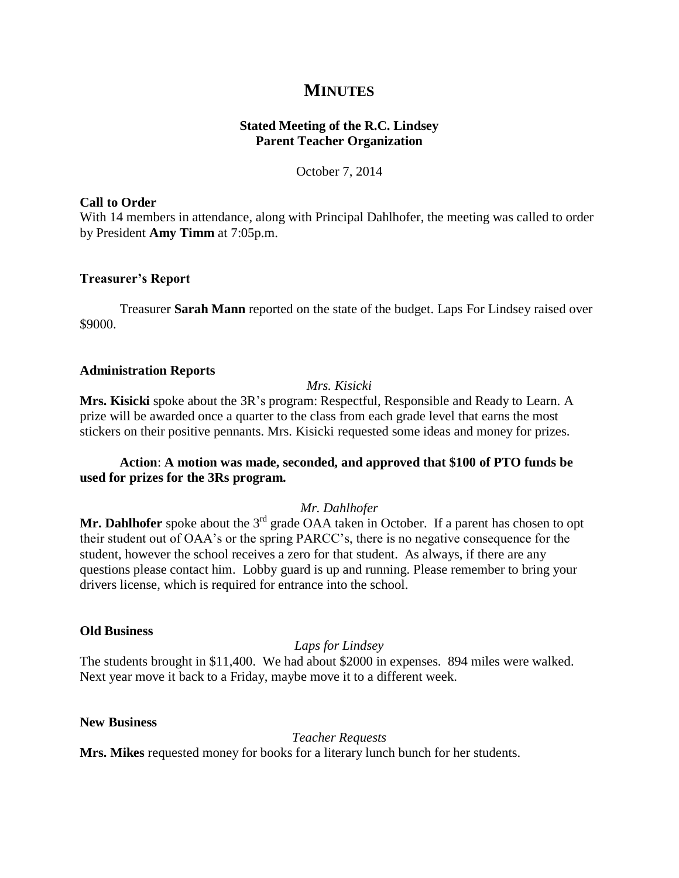# MINUTES

**Stated Meeting of the R.C. Lindsey Parent Teacher Organization**

October 7, 2014

**Call to Order**

With 14 members in attendance, along with Principal Dahlhofer, the meeting was called to order by President **Amy Timm** at 7:05p.m.

**Treasurer's Report**

Treasurer **Sarah Mann** reported on the state of the budget. Laps For Lindsey raised over $9000.

**Administration Reports**

*Mrs. Kisicki*

**Mrs. Kisicki** spoke about the 3R's program: Respectful, Responsible and Ready to Learn. A prize will be awarded once a quarter to the class from each grade level that earns the most stickers on their positive pennants. Mrs. Kisicki requested some ideas and money for prizes.

**Action**: **A motion was made, seconded, and approved that $100 of PTO funds be used for prizes for the 3Rs program.**

*Mr. Dahlhofer*

**Mr. Dahlhofer** spoke about the 3rd grade OAA taken in October. If a parent has chosen to opt their student out of OAA's or the spring PARCC's, there is no negative consequence for the student, however the school receives a zero for that student. As always, if there are any questions please contact him. Lobby guard is up and running. Please remember to bring your drivers license, which is required for entrance into the school.

**Old Business**

*Laps for Lindsey*

The students brought in $11,400. We had about $2000 in expenses. 894 miles were walked. Next year move it back to a Friday, maybe move it to a different week.

**New Business**

*Teacher Requests*

**Mrs. Mikes** requested money for books for a literary lunch bunch for her students.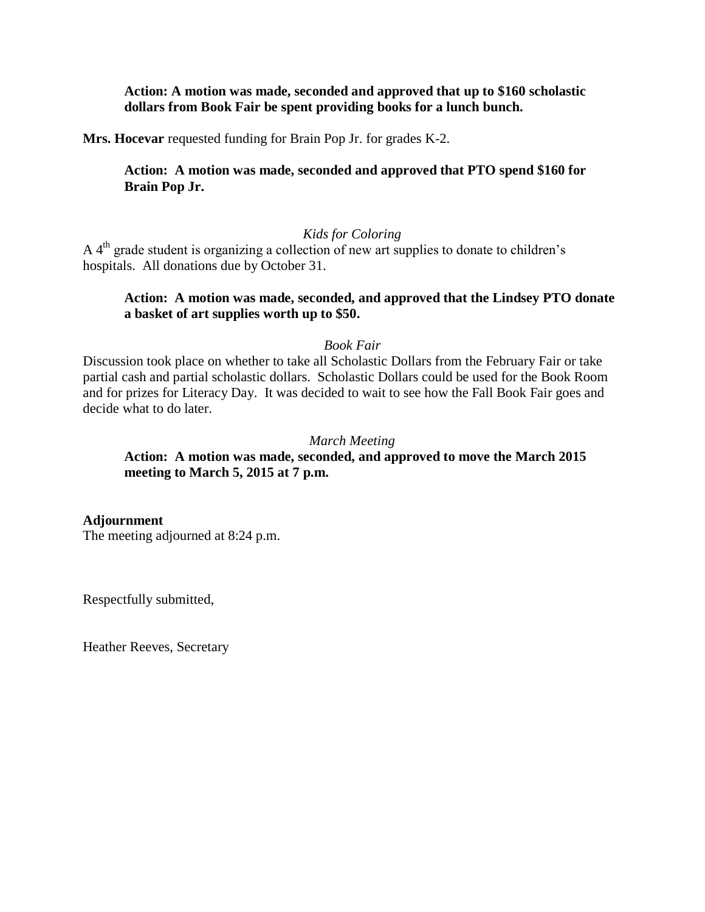**Action: A motion was made, seconded and approved that up to $160 scholastic dollars from Book Fair be spent providing books for a lunch bunch.**

**Mrs. Hocevar** requested funding for Brain Pop Jr. for grades K-2.

**Action: A motion was made, seconded and approved that PTO spend $160 for Brain Pop Jr.**

*Kids for Coloring*

A 4th grade student is organizing a collection of new art supplies to donate to children's hospitals. All donations due by October 31.

**Action: A motion was made, seconded, and approved that the Lindsey PTO donate a basket of art supplies worth up to $50.**

*Book Fair*

Discussion took place on whether to take all Scholastic Dollars from the February Fair or take partial cash and partial scholastic dollars. Scholastic Dollars could be used for the Book Room and for prizes for Literacy Day. It was decided to wait to see how the Fall Book Fair goes and decide what to do later.

*March Meeting*

**Action: A motion was made, seconded, and approved to move the March 2015 meeting to March 5, 2015 at 7 p.m.**

**Adjournment**

The meeting adjourned at 8:24 p.m.

Respectfully submitted,

Heather Reeves, Secretary